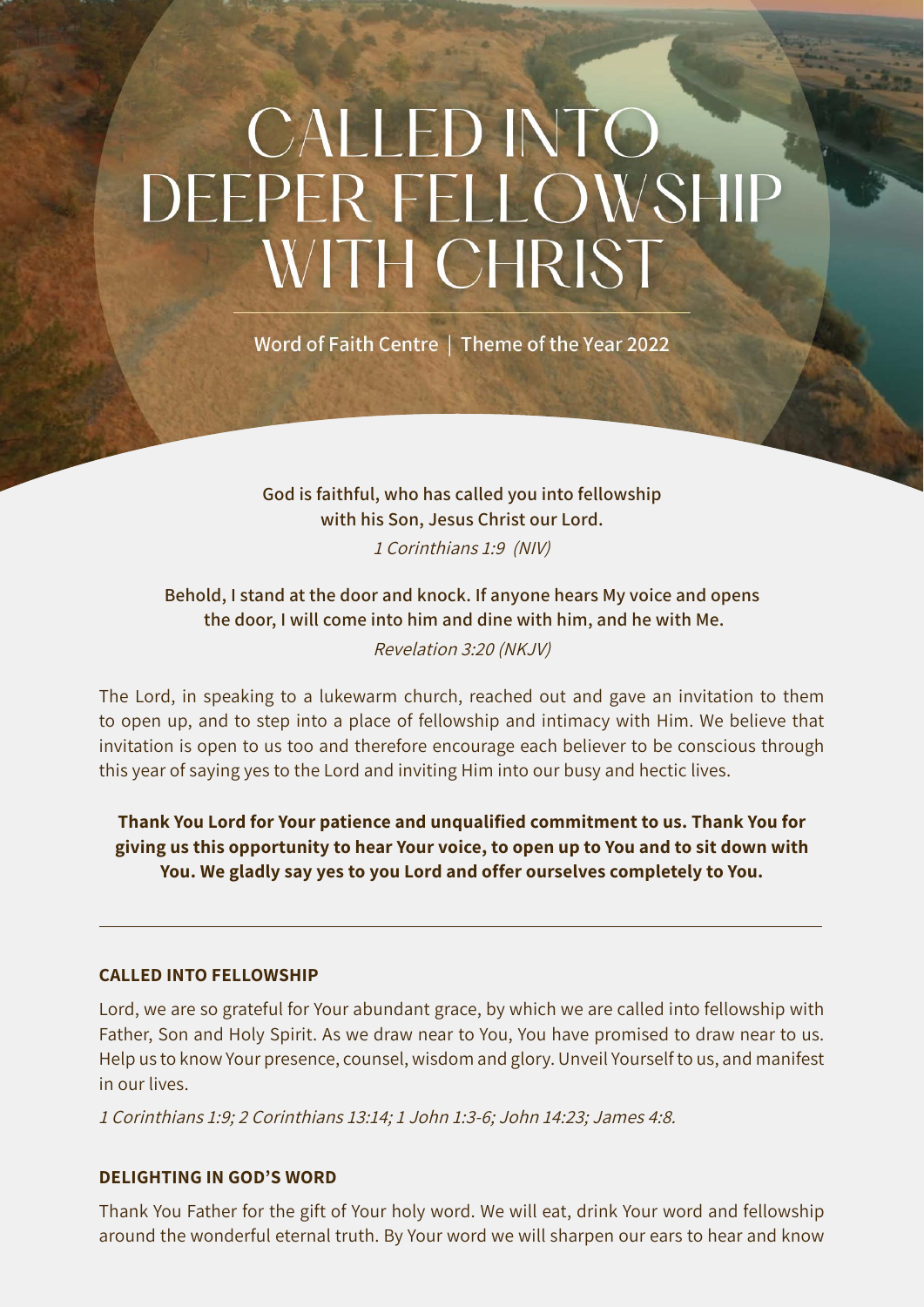# CALLED INTO DEEPER FELLOWSHIP WITH CHRIST

Word of Faith Centre | Theme of the Year 2022

**God is faithful, who has called you into fellowship with his Son, Jesus Christ our Lord.**

*1 Corinthians 1:9 (NIV)*

**Behold, I stand at the door and knock. If anyone hears My voice and opens the door, I will come into him and dine with him, and he with Me.**

*Revelation 3:20 (NKJV)*

The Lord, in speaking to a lukewarm church, reached out and gave an invitation to them to open up, and to step into a place of fellowship and intimacy with Him. We believe that invitation is open to us too and therefore encourage each believer to be conscious through this year of saying yes to the Lord and inviting Him into our busy and hectic lives.

**Thank You Lord for Your patience and unqualified commitment to us. Thank You for giving us this opportunity to hear Your voice, to open up to You and to sit down with You. We gladly say yes to you Lord and offer ourselves completely to You.**

---

### CALLED INTO FELLOWSHIP

Lord, we are so grateful for Your abundant grace, by which we are called into fellowship with Father, Son and Holy Spirit. As we draw near to You, You have promised to draw near to us. Help us to know Your presence, counsel, wisdom and glory. Unveil Yourself to us, and manifest in our lives.

*1 Corinthians 1:9; 2 Corinthians 13:14; 1 John 1:3-6; John 14:23; James 4:8.*

### DELIGHTING IN GOD'S WORD

Thank You Father for the gift of Your holy word. We will eat, drink Your word and fellowship around the wonderful eternal truth. By Your word we will sharpen our ears to hear and know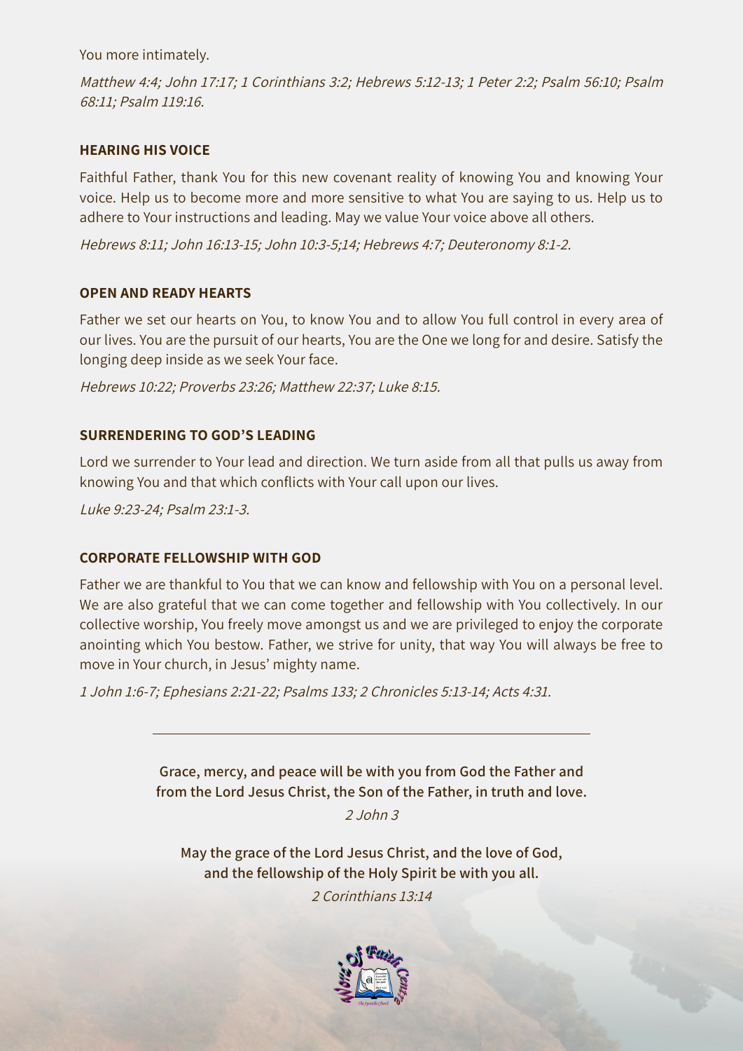You more intimately.

*Matthew 4:4; John 17:17; 1 Corinthians 3:2; Hebrews 5:12-13; 1 Peter 2:2; Psalm 56:10; Psalm 68:11; Psalm 119:16.*

**HEARING HIS VOICE**

Faithful Father, thank You for this new covenant reality of knowing You and knowing Your voice. Help us to become more and more sensitive to what You are saying to us. Help us to adhere to Your instructions and leading. May we value Your voice above all others.

*Hebrews 8:11; John 16:13-15; John 10:3-5;14; Hebrews 4:7; Deuteronomy 8:1-2.*

**OPEN AND READY HEARTS**

Father we set our hearts on You, to know You and to allow You full control in every area of our lives. You are the pursuit of our hearts, You are the One we long for and desire. Satisfy the longing deep inside as we seek Your face.

*Hebrews 10:22; Proverbs 23:26; Matthew 22:37; Luke 8:15.*

**SURRENDERING TO GOD'S LEADING**

Lord we surrender to Your lead and direction. We turn aside from all that pulls us away from knowing You and that which conflicts with Your call upon our lives.

*Luke 9:23-24; Psalm 23:1-3.*

**CORPORATE FELLOWSHIP WITH GOD**

Father we are thankful to You that we can know and fellowship with You on a personal level. We are also grateful that we can come together and fellowship with You collectively. In our collective worship, You freely move amongst us and we are privileged to enjoy the corporate anointing which You bestow. Father, we strive for unity, that way You will always be free to move in Your church, in Jesus' mighty name.

*1 John 1:6-7; Ephesians 2:21-22; Psalms 133; 2 Chronicles 5:13-14; Acts 4:31.*

---

**Grace, mercy, and peace will be with you from God the Father and from the Lord Jesus Christ, the Son of the Father, in truth and love.**

*2 John 3*

**May the grace of the Lord Jesus Christ, and the love of God, and the fellowship of the Holy Spirit be with you all.**

*2 Corinthians 13:14*

Word Of Faith Centre

The Apostolic Church